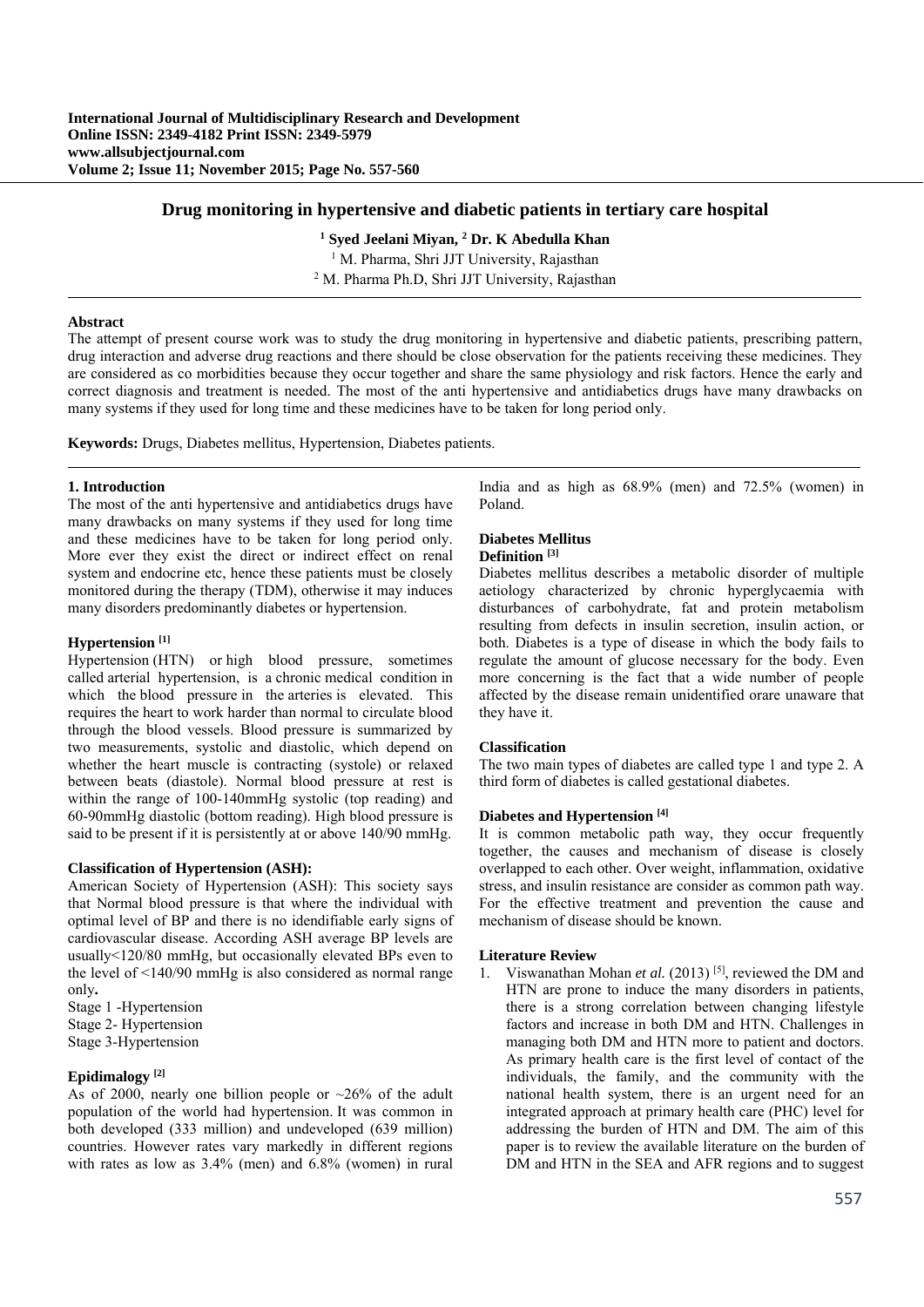**International Journal of Multidisciplinary Research and Development**
**Online ISSN: 2349-4182 Print ISSN: 2349-5979**
**www.allsubjectjournal.com**
**Volume 2; Issue 11; November 2015; Page No. 557-560**

# Drug monitoring in hypertensive and diabetic patients in tertiary care hospital

**[1] Syed Jeelani Miyan, [2] Dr. K Abedulla Khan**

[1] M. Pharma, Shri JJT University, Rajasthan
[2] M. Pharma Ph.D, Shri JJT University, Rajasthan

**Abstract**

The attempt of present course work was to study the drug monitoring in hypertensive and diabetic patients, prescribing pattern, drug interaction and adverse drug reactions and there should be close observation for the patients receiving these medicines. They are considered as co morbidities because they occur together and share the same physiology and risk factors. Hence the early and correct diagnosis and treatment is needed. The most of the anti hypertensive and antidiabetics drugs have many drawbacks on many systems if they used for long time and these medicines have to be taken for long period only.

**Keywords:** Drugs, Diabetes mellitus, Hypertension, Diabetes patients.

## 1. Introduction

The most of the anti hypertensive and antidiabetics drugs have many drawbacks on many systems if they used for long time and these medicines have to be taken for long period only. More ever they exist the direct or indirect effect on renal system and endocrine etc, hence these patients must be closely monitored during the therapy (TDM), otherwise it may induces many disorders predominantly diabetes or hypertension.

### Hypertension [1]

Hypertension (HTN) or high blood pressure, sometimes called arterial hypertension, is a chronic medical condition in which the blood pressure in the arteries is elevated. This requires the heart to work harder than normal to circulate blood through the blood vessels. Blood pressure is summarized by two measurements, systolic and diastolic, which depend on whether the heart muscle is contracting (systole) or relaxed between beats (diastole). Normal blood pressure at rest is within the range of 100-140mmHg systolic (top reading) and 60-90mmHg diastolic (bottom reading). High blood pressure is said to be present if it is persistently at or above 140/90 mmHg.

### Classification of Hypertension (ASH):

American Society of Hypertension (ASH): This society says that Normal blood pressure is that where the individual with optimal level of BP and there is no idendifiable early signs of cardiovascular disease. According ASH average BP levels are usually<120/80 mmHg, but occasionally elevated BPs even to the level of <140/90 mmHg is also considered as normal range only**.**

Stage 1 -Hypertension
Stage 2- Hypertension
Stage 3-Hypertension

### Epidimalogy [2]

As of 2000, nearly one billion people or ~26% of the adult population of the world had hypertension. It was common in both developed (333 million) and undeveloped (639 million) countries. However rates vary markedly in different regions with rates as low as 3.4% (men) and 6.8% (women) in rural India and as high as 68.9% (men) and 72.5% (women) in Poland.

### Diabetes Mellitus

#### Definition [3]

Diabetes mellitus describes a metabolic disorder of multiple aetiology characterized by chronic hyperglycaemia with disturbances of carbohydrate, fat and protein metabolism resulting from defects in insulin secretion, insulin action, or both. Diabetes is a type of disease in which the body fails to regulate the amount of glucose necessary for the body. Even more concerning is the fact that a wide number of people affected by the disease remain unidentified orare unaware that they have it.

#### Classification

The two main types of diabetes are called type 1 and type 2. A third form of diabetes is called gestational diabetes.

### Diabetes and Hypertension [4]

It is common metabolic path way, they occur frequently together, the causes and mechanism of disease is closely overlapped to each other. Over weight, inflammation, oxidative stress, and insulin resistance are consider as common path way. For the effective treatment and prevention the cause and mechanism of disease should be known.

### Literature Review

1. Viswanathan Mohan *et al.* (2013) [5], reviewed the DM and HTN are prone to induce the many disorders in patients, there is a strong correlation between changing lifestyle factors and increase in both DM and HTN. Challenges in managing both DM and HTN more to patient and doctors. As primary health care is the first level of contact of the individuals, the family, and the community with the national health system, there is an urgent need for an integrated approach at primary health care (PHC) level for addressing the burden of HTN and DM. The aim of this paper is to review the available literature on the burden of DM and HTN in the SEA and AFR regions and to suggest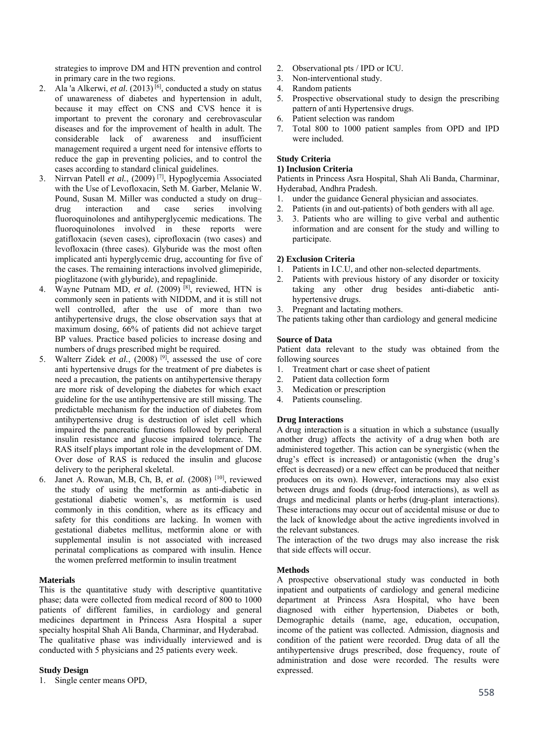strategies to improve DM and HTN prevention and control in primary care in the two regions.

2. Ala 'a Alkerwi, *et al.* (2013) [6], conducted a study on status of unawareness of diabetes and hypertension in adult, because it may effect on CNS and CVS hence it is important to prevent the coronary and cerebrovascular diseases and for the improvement of health in adult. The considerable lack of awareness and insufficient management required a urgent need for intensive efforts to reduce the gap in preventing policies, and to control the cases according to standard clinical guidelines.
3. Nirrvan Patell *et al.*, (2009) [7], Hypoglycemia Associated with the Use of Levofloxacin, Seth M. Garber, Melanie W. Pound, Susan M. Miller was conducted a study on drug–drug interaction and case series involving fluoroquinolones and antihyperglycemic medications. The fluoroquinolones involved in these reports were gatifloxacin (seven cases), ciprofloxacin (two cases) and levofloxacin (three cases). Glyburide was the most often implicated anti hyperglycemic drug, accounting for five of the cases. The remaining interactions involved glimepiride, pioglitazone (with glyburide), and repaglinide.
4. Wayne Putnam MD, *et al.* (2009) [8], reviewed, HTN is commonly seen in patients with NIDDM, and it is still not well controlled, after the use of more than two antihypertensive drugs, the close observation says that at maximum dosing, 66% of patients did not achieve target BP values. Practice based policies to increase dosing and numbers of drugs prescribed might be required.
5. Walterr Zidek *et al.*, (2008) [9], assessed the use of core anti hypertensive drugs for the treatment of pre diabetes is need a precaution, the patients on antihypertensive therapy are more risk of developing the diabetes for which exact guideline for the use antihypertensive are still missing. The predictable mechanism for the induction of diabetes from antihypertensive drug is destruction of islet cell which impaired the pancreatic functions followed by peripheral insulin resistance and glucose impaired tolerance. The RAS itself plays important role in the development of DM. Over dose of RAS is reduced the insulin and glucose delivery to the peripheral skeletal.
6. Janet A. Rowan, M.B, Ch, B, *et al.* (2008) [10], reviewed the study of using the metformin as anti-diabetic in gestational diabetic women's, as metformin is used commonly in this condition, where as its efficacy and safety for this conditions are lacking. In women with gestational diabetes mellitus, metformin alone or with supplemental insulin is not associated with increased perinatal complications as compared with insulin. Hence the women preferred metformin to insulin treatment

**Materials**

This is the quantitative study with descriptive quantitative phase; data were collected from medical record of 800 to 1000 patients of different families, in cardiology and general medicines department in Princess Asra Hospital a super specialty hospital Shah Ali Banda, Charminar, and Hyderabad. The qualitative phase was individually interviewed and is conducted with 5 physicians and 25 patients every week.

**Study Design**

1. Single center means OPD,
2. Observational pts / IPD or ICU.
3. Non-interventional study.
4. Random patients
5. Prospective observational study to design the prescribing pattern of anti Hypertensive drugs.
6. Patient selection was random
7. Total 800 to 1000 patient samples from OPD and IPD were included.

**Study Criteria**

**1) Inclusion Criteria**

Patients in Princess Asra Hospital, Shah Ali Banda, Charminar, Hyderabad, Andhra Pradesh.

1. under the guidance General physician and associates.
2. Patients (in and out-patients) of both genders with all age.
3. 3. Patients who are willing to give verbal and authentic information and are consent for the study and willing to participate.

**2) Exclusion Criteria**

1. Patients in I.C.U, and other non-selected departments.
2. Patients with previous history of any disorder or toxicity taking any other drug besides anti-diabetic anti-hypertensive drugs.
3. Pregnant and lactating mothers.

The patients taking other than cardiology and general medicine

**Source of Data**

Patient data relevant to the study was obtained from the following sources

1. Treatment chart or case sheet of patient
2. Patient data collection form
3. Medication or prescription
4. Patients counseling.

**Drug Interactions**

A drug interaction is a situation in which a substance (usually another drug) affects the activity of a drug when both are administered together. This action can be synergistic (when the drug's effect is increased) or antagonistic (when the drug's effect is decreased) or a new effect can be produced that neither produces on its own). However, interactions may also exist between drugs and foods (drug-food interactions), as well as drugs and medicinal plants or herbs (drug-plant interactions). These interactions may occur out of accidental misuse or due to the lack of knowledge about the active ingredients involved in the relevant substances.

The interaction of the two drugs may also increase the risk that side effects will occur.

**Methods**

A prospective observational study was conducted in both inpatient and outpatients of cardiology and general medicine department at Princess Asra Hospital, who have been diagnosed with either hypertension, Diabetes or both, Demographic details (name, age, education, occupation, income of the patient was collected. Admission, diagnosis and condition of the patient were recorded. Drug data of all the antihypertensive drugs prescribed, dose frequency, route of administration and dose were recorded. The results were expressed.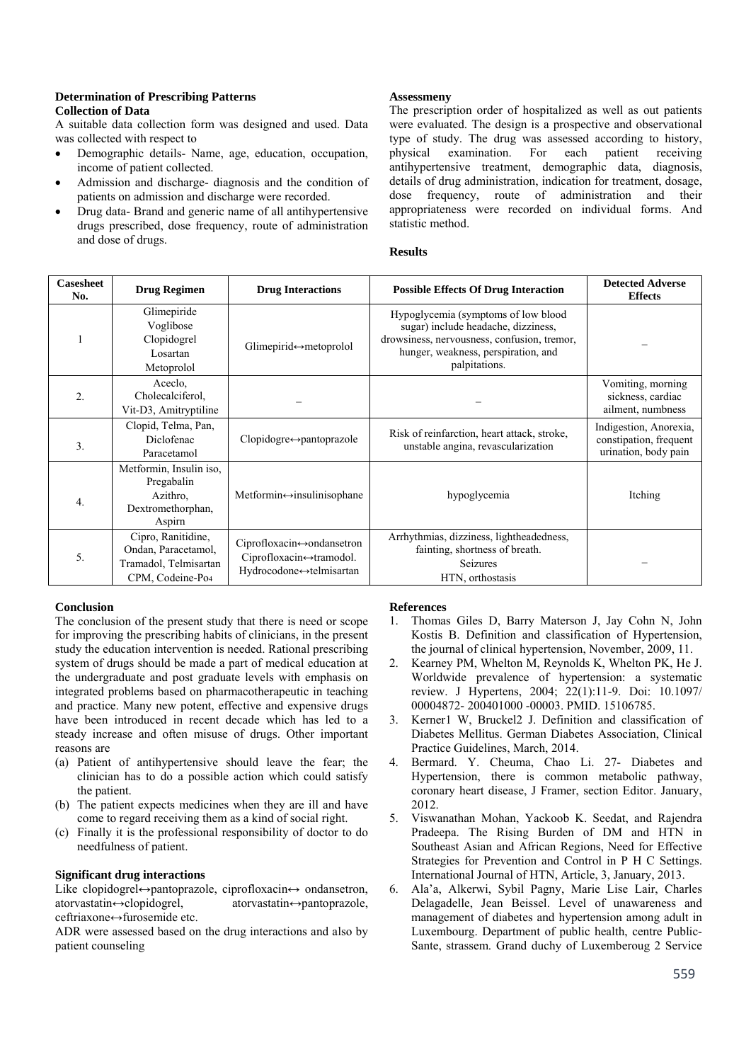### Determination of Prescribing Patterns

**Collection of Data**

A suitable data collection form was designed and used. Data was collected with respect to

- Demographic details- Name, age, education, occupation, income of patient collected.
- Admission and discharge- diagnosis and the condition of patients on admission and discharge were recorded.
- Drug data- Brand and generic name of all antihypertensive drugs prescribed, dose frequency, route of administration and dose of drugs.

**Assessmeny**

The prescription order of hospitalized as well as out patients were evaluated. The design is a prospective and observational type of study. The drug was assessed according to history, physical examination. For each patient receiving antihypertensive treatment, demographic data, diagnosis, details of drug administration, indication for treatment, dosage, dose frequency, route of administration and their appropriateness were recorded on individual forms. And statistic method.

### Results

| Casesheet No. | Drug Regimen | Drug Interactions | Possible Effects Of Drug Interaction | Detected Adverse Effects |
|---|---|---|---|---|
| 1 | Glimepiride<br>Voglibose<br>Clopidogrel<br>Losartan<br>Metoprolol | Glimepirid↔metoprolol | Hypoglycemia (symptoms of low blood sugar) include headache, dizziness, drowsiness, nervousness, confusion, tremor, hunger, weakness, perspiration, and palpitations. | – |
| 2. | Aceclo,<br>Cholecalciferol,<br>Vit-D3, Amitryptiline | – | – | Vomiting, morning sickness, cardiac ailment, numbness |
| 3. | Clopid, Telma, Pan,<br>Diclofenac<br>Paracetamol | Clopidogre↔pantoprazole | Risk of reinfarction, heart attack, stroke, unstable angina, revascularization | Indigestion, Anorexia, constipation, frequent urination, body pain |
| 4. | Metformin, Insulin iso,<br>Pregabalin<br>Azithro,<br>Dextromethorphan,<br>Aspirn | Metformin↔insulinisophane | hypoglycemia | Itching |
| 5. | Cipro, Ranitidine,<br>Ondan, Paracetamol,<br>Tramadol, Telmisartan<br>CPM, Codeine-$Po_4$ | Ciprofloxacin↔ondansetron<br>Ciprofloxacin↔tramodol.<br>Hydrocodone↔telmisartan | Arrhythmias, dizziness, lightheadedness, fainting, shortness of breath.<br>Seizures<br>HTN, orthostasis | – |

### Conclusion

The conclusion of the present study that there is need or scope for improving the prescribing habits of clinicians, in the present study the education intervention is needed. Rational prescribing system of drugs should be made a part of medical education at the undergraduate and post graduate levels with emphasis on integrated problems based on pharmacotherapeutic in teaching and practice. Many new potent, effective and expensive drugs have been introduced in recent decade which has led to a steady increase and often misuse of drugs. Other important reasons are

(a) Patient of antihypertensive should leave the fear; the clinician has to do a possible action which could satisfy the patient.
(b) The patient expects medicines when they are ill and have come to regard receiving them as a kind of social right.
(c) Finally it is the professional responsibility of doctor to do needfulness of patient.

### Significant drug interactions

Like clopidogrel↔pantoprazole, ciprofloxacin↔ ondansetron, atorvastatin↔clopidogrel, atorvastatin↔pantoprazole, ceftriaxone↔furosemide etc.

ADR were assessed based on the drug interactions and also by patient counseling

### References

1. Thomas Giles D, Barry Materson J, Jay Cohn N, John Kostis B. Definition and classification of Hypertension, the journal of clinical hypertension, November, 2009, 11.
2. Kearney PM, Whelton M, Reynolds K, Whelton PK, He J. Worldwide prevalence of hypertension: a systematic review. J Hypertens, 2004; 22(1):11-9. Doi: 10.1097/ 00004872- 200401000 -00003. PMID. 15106785.
3. Kerner1 W, Bruckel2 J. Definition and classification of Diabetes Mellitus. German Diabetes Association, Clinical Practice Guidelines, March, 2014.
4. Bermard. Y. Cheuma, Chao Li. 27- Diabetes and Hypertension, there is common metabolic pathway, coronary heart disease, J Framer, section Editor. January, 2012.
5. Viswanathan Mohan, Yackoob K. Seedat, and Rajendra Pradeepa. The Rising Burden of DM and HTN in Southeast Asian and African Regions, Need for Effective Strategies for Prevention and Control in P H C Settings. International Journal of HTN, Article, 3, January, 2013.
6. Ala'a, Alkerwi, Sybil Pagny, Marie Lise Lair, Charles Delagadelle, Jean Beissel. Level of unawareness and management of diabetes and hypertension among adult in Luxembourg. Department of public health, centre Public-Sante, strassem. Grand duchy of Luxemberoug 2 Service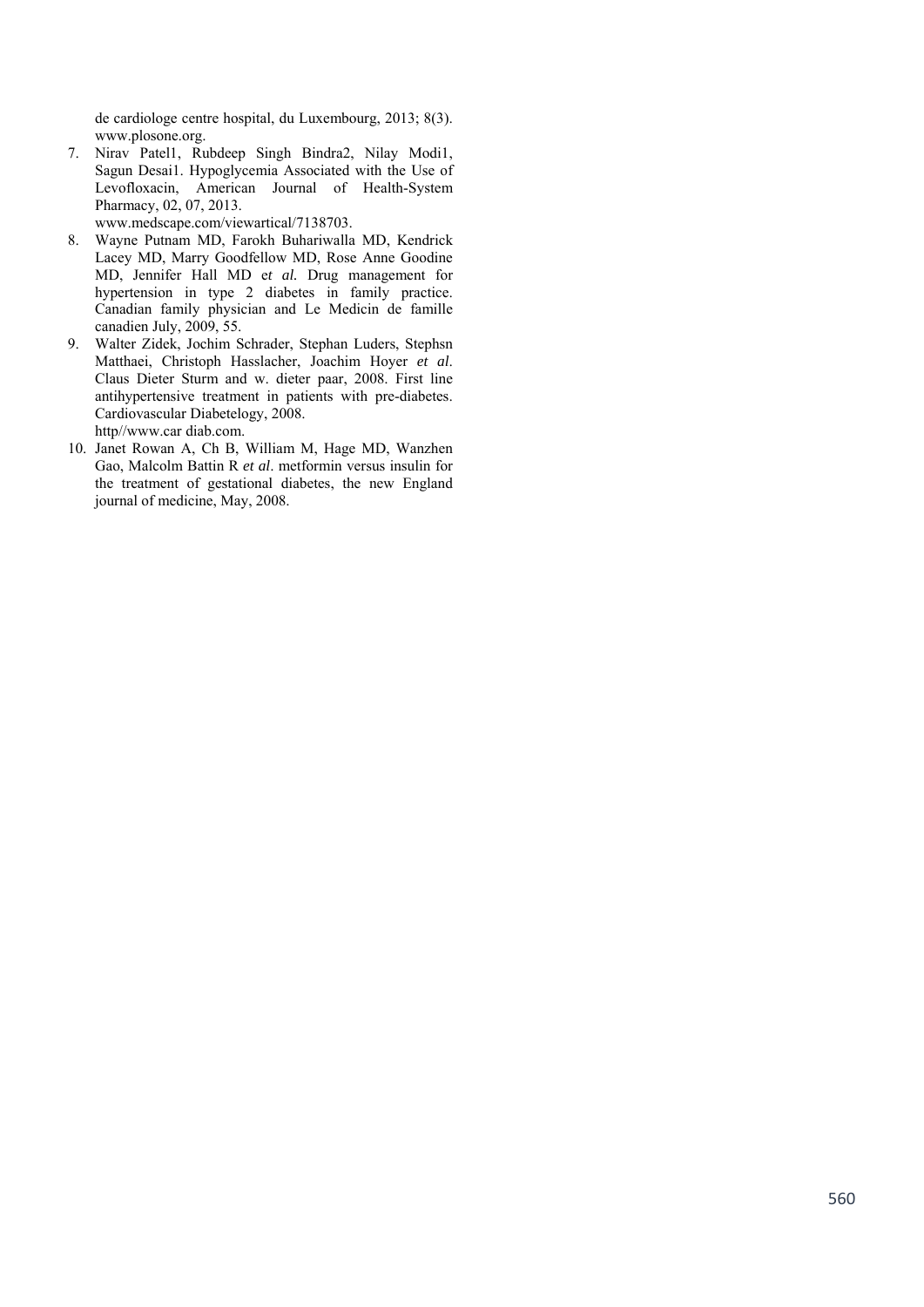de cardiologe centre hospital, du Luxembourg, 2013; 8(3). www.plosone.org.

7. Nirav Patel1, Rubdeep Singh Bindra2, Nilay Modi1, Sagun Desai1. Hypoglycemia Associated with the Use of Levofloxacin, American Journal of Health-System Pharmacy, 02, 07, 2013. www.medscape.com/viewartical/7138703.
8. Wayne Putnam MD, Farokh Buhariwalla MD, Kendrick Lacey MD, Marry Goodfellow MD, Rose Anne Goodine MD, Jennifer Hall MD e*t al.* Drug management for hypertension in type 2 diabetes in family practice. Canadian family physician and Le Medicin de famille canadien July, 2009, 55.
9. Walter Zidek, Jochim Schrader, Stephan Luders, Stephsn Matthaei, Christoph Hasslacher, Joachim Hoyer *et al*. Claus Dieter Sturm and w. dieter paar, 2008. First line antihypertensive treatment in patients with pre-diabetes. Cardiovascular Diabetelogy, 2008. http//www.car diab.com.
10. Janet Rowan A, Ch B, William M, Hage MD, Wanzhen Gao, Malcolm Battin R *et al*. metformin versus insulin for the treatment of gestational diabetes, the new England journal of medicine, May, 2008.